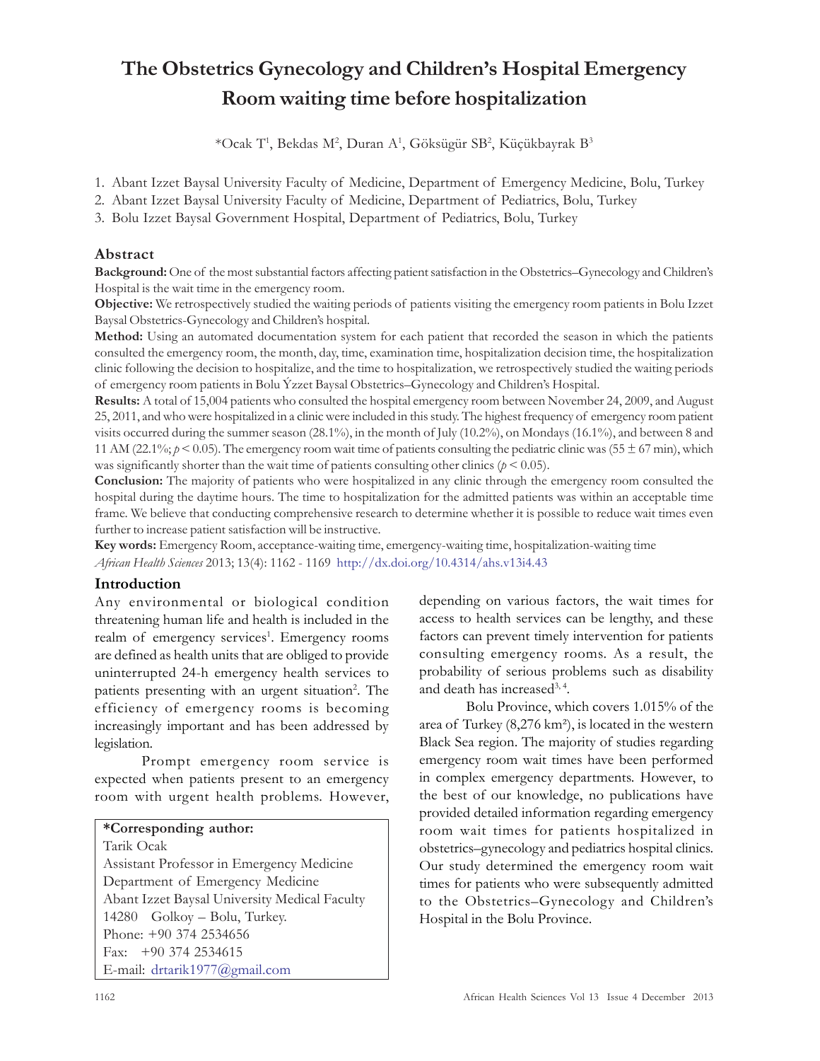# The Obstetrics Gynecology and Children's Hospital Emergency Room waiting time before hospitalization

*Ocak T[1], Bekdas M[2], Duran A[1], Göksügür SB[2], Küçükbayrak B[3]

1. Abant Izzet Baysal University Faculty of Medicine, Department of Emergency Medicine, Bolu, Turkey
2. Abant Izzet Baysal University Faculty of Medicine, Department of Pediatrics, Bolu, Turkey
3. Bolu Izzet Baysal Government Hospital, Department of Pediatrics, Bolu, Turkey

## Abstract

**Background:** One of the most substantial factors affecting patient satisfaction in the Obstetrics–Gynecology and Children's Hospital is the wait time in the emergency room.

**Objective:** We retrospectively studied the waiting periods of patients visiting the emergency room patients in Bolu Izzet Baysal Obstetrics-Gynecology and Children's hospital.

**Method:** Using an automated documentation system for each patient that recorded the season in which the patients consulted the emergency room, the month, day, time, examination time, hospitalization decision time, the hospitalization clinic following the decision to hospitalize, and the time to hospitalization, we retrospectively studied the waiting periods of emergency room patients in Bolu Ýzzet Baysal Obstetrics–Gynecology and Children's Hospital.

**Results:** A total of 15,004 patients who consulted the hospital emergency room between November 24, 2009, and August 25, 2011, and who were hospitalized in a clinic were included in this study. The highest frequency of emergency room patient visits occurred during the summer season (28.1%), in the month of July (10.2%), on Mondays (16.1%), and between 8 and 11 AM (22.1%; $p < 0.05$). The emergency room wait time of patients consulting the pediatric clinic was ($55 \pm 67$ min), which was significantly shorter than the wait time of patients consulting other clinics ($p < 0.05$).

**Conclusion:** The majority of patients who were hospitalized in any clinic through the emergency room consulted the hospital during the daytime hours. The time to hospitalization for the admitted patients was within an acceptable time frame. We believe that conducting comprehensive research to determine whether it is possible to reduce wait times even further to increase patient satisfaction will be instructive.

**Key words:** Emergency Room, acceptance-waiting time, emergency-waiting time, hospitalization-waiting time

*African Health Sciences* 2013; 13(4): 1162 - 1169 http://dx.doi.org/10.4314/ahs.v13i4.43

## Introduction

Any environmental or biological condition threatening human life and health is included in the realm of emergency services[1]. Emergency rooms are defined as health units that are obliged to provide uninterrupted 24-h emergency health services to patients presenting with an urgent situation[2]. The efficiency of emergency rooms is becoming increasingly important and has been addressed by legislation.

Prompt emergency room service is expected when patients present to an emergency room with urgent health problems. However, depending on various factors, the wait times for access to health services can be lengthy, and these factors can prevent timely intervention for patients consulting emergency rooms. As a result, the probability of serious problems such as disability and death has increased[3, 4].

Bolu Province, which covers 1.015% of the area of Turkey (8,276 km²), is located in the western Black Sea region. The majority of studies regarding emergency room wait times have been performed in complex emergency departments. However, to the best of our knowledge, no publications have provided detailed information regarding emergency room wait times for patients hospitalized in obstetrics–gynecology and pediatrics hospital clinics. Our study determined the emergency room wait times for patients who were subsequently admitted to the Obstetrics–Gynecology and Children's Hospital in the Bolu Province.

**\*Corresponding author:**
Tarik Ocak
Assistant Professor in Emergency Medicine
Department of Emergency Medicine
Abant Izzet Baysal University Medical Faculty
14280 Golkoy – Bolu, Turkey.
Phone: +90 374 2534656
Fax: +90 374 2534615
E-mail: drtarik1977@gmail.com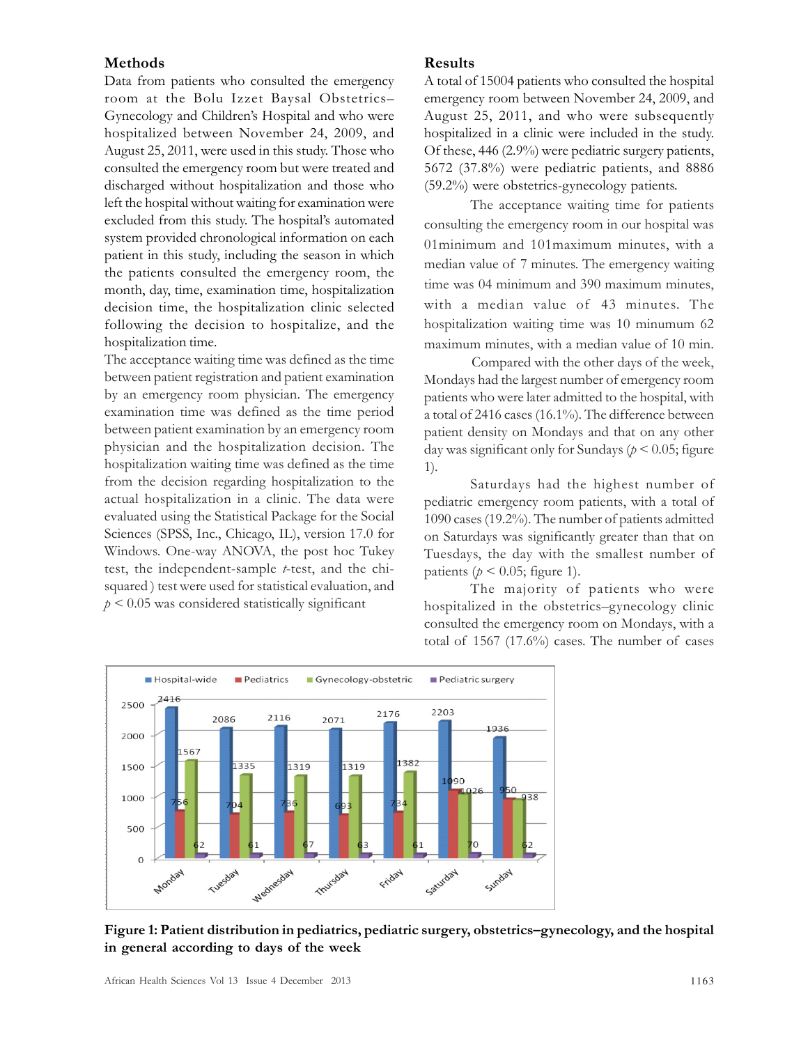## Methods

Data from patients who consulted the emergency room at the Bolu Izzet Baysal Obstetrics–Gynecology and Children's Hospital and who were hospitalized between November 24, 2009, and August 25, 2011, were used in this study. Those who consulted the emergency room but were treated and discharged without hospitalization and those who left the hospital without waiting for examination were excluded from this study. The hospital's automated system provided chronological information on each patient in this study, including the season in which the patients consulted the emergency room, the month, day, time, examination time, hospitalization decision time, the hospitalization clinic selected following the decision to hospitalize, and the hospitalization time.

The acceptance waiting time was defined as the time between patient registration and patient examination by an emergency room physician. The emergency examination time was defined as the time period between patient examination by an emergency room physician and the hospitalization decision. The hospitalization waiting time was defined as the time from the decision regarding hospitalization to the actual hospitalization in a clinic. The data were evaluated using the Statistical Package for the Social Sciences (SPSS, Inc., Chicago, IL), version 17.0 for Windows. One-way ANOVA, the post hoc Tukey test, the independent-sample *t*-test, and the chi-squared ) test were used for statistical evaluation, and $p < 0.05$ was considered statistically significant

## Results

A total of 15004 patients who consulted the hospital emergency room between November 24, 2009, and August 25, 2011, and who were subsequently hospitalized in a clinic were included in the study. Of these, 446 (2.9%) were pediatric surgery patients, 5672 (37.8%) were pediatric patients, and 8886 (59.2%) were obstetrics-gynecology patients.

The acceptance waiting time for patients consulting the emergency room in our hospital was 01minimum and 101maximum minutes, with a median value of 7 minutes. The emergency waiting time was 04 minimum and 390 maximum minutes, with a median value of 43 minutes. The hospitalization waiting time was 10 minumum 62 maximum minutes, with a median value of 10 min.

Compared with the other days of the week, Mondays had the largest number of emergency room patients who were later admitted to the hospital, with a total of 2416 cases (16.1%). The difference between patient density on Mondays and that on any other day was significant only for Sundays ($p < 0.05$; figure 1).

Saturdays had the highest number of pediatric emergency room patients, with a total of 1090 cases (19.2%). The number of patients admitted on Saturdays was significantly greater than that on Tuesdays, the day with the smallest number of patients ($p < 0.05$; figure 1).

The majority of patients who were hospitalized in the obstetrics–gynecology clinic consulted the emergency room on Mondays, with a total of 1567 (17.6%) cases. The number of cases

| Day | Hospital-wide | Pediatrics | Gynecology-obstetric | Pediatric surgery |
|---|---|---|---|---|
| Monday | 2416 | 756 | 1567 | 62 |
| Tuesday | 2086 | 704 | 1335 | 61 |
| Wednesday | 2116 | 736 | 1319 | 67 |
| Thursday | 2071 | 693 | 1319 | 63 |
| Friday | 2176 | 734 | 1382 | 61 |
| Saturday | 2203 | 1090 | 1026 | 70 |
| Sunday | 1936 | 950 | 938 | 62 |

**Figure 1: Patient distribution in pediatrics, pediatric surgery, obstetrics–gynecology, and the hospital in general according to days of the week**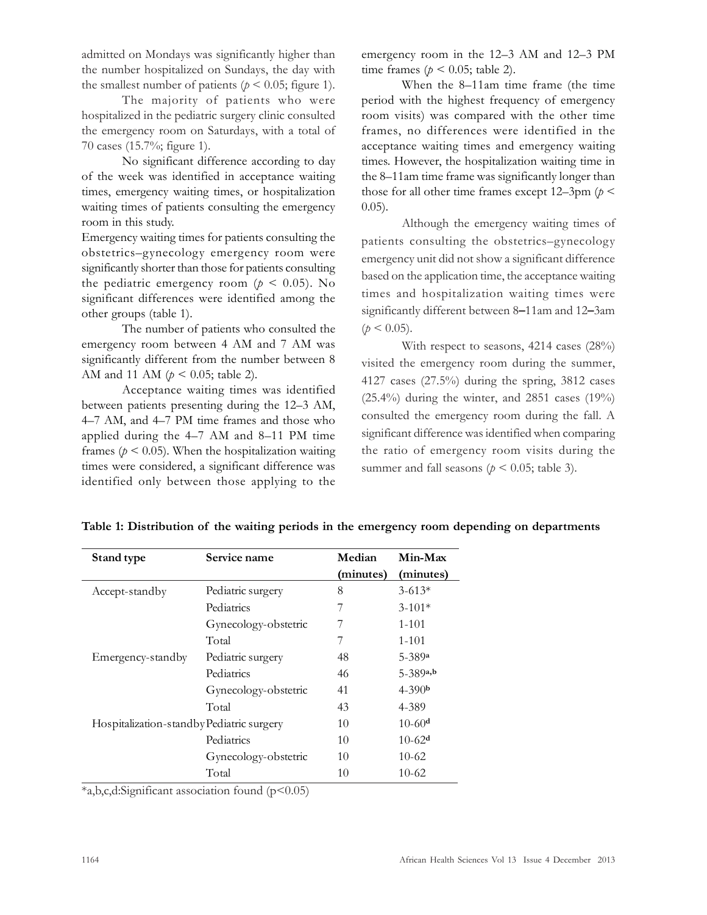admitted on Mondays was significantly higher than the number hospitalized on Sundays, the day with the smallest number of patients ($p < 0.05$; figure 1).

The majority of patients who were hospitalized in the pediatric surgery clinic consulted the emergency room on Saturdays, with a total of 70 cases (15.7%; figure 1).

No significant difference according to day of the week was identified in acceptance waiting times, emergency waiting times, or hospitalization waiting times of patients consulting the emergency room in this study.

Emergency waiting times for patients consulting the obstetrics–gynecology emergency room were significantly shorter than those for patients consulting the pediatric emergency room ($p < 0.05$). No significant differences were identified among the other groups (table 1).

The number of patients who consulted the emergency room between 4 AM and 7 AM was significantly different from the number between 8 AM and 11 AM ($p < 0.05$; table 2).

Acceptance waiting times was identified between patients presenting during the 12–3 AM, 4–7 AM, and 4–7 PM time frames and those who applied during the 4–7 AM and 8–11 PM time frames ($p < 0.05$). When the hospitalization waiting times were considered, a significant difference was identified only between those applying to the emergency room in the 12–3 AM and 12–3 PM time frames ($p < 0.05$; table 2).

When the 8–11am time frame (the time period with the highest frequency of emergency room visits) was compared with the other time frames, no differences were identified in the acceptance waiting times and emergency waiting times. However, the hospitalization waiting time in the 8–11am time frame was significantly longer than those for all other time frames except 12–3pm ($p < 0.05$).

Although the emergency waiting times of patients consulting the obstetrics–gynecology emergency unit did not show a significant difference based on the application time, the acceptance waiting times and hospitalization waiting times were significantly different between 8–11am and 12–3am ($p < 0.05$).

With respect to seasons, 4214 cases (28%) visited the emergency room during the summer, 4127 cases (27.5%) during the spring, 3812 cases (25.4%) during the winter, and 2851 cases (19%) consulted the emergency room during the fall. A significant difference was identified when comparing the ratio of emergency room visits during the summer and fall seasons ($p < 0.05$; table 3).

**Table 1: Distribution of the waiting periods in the emergency room depending on departments**

| Stand type | Service name | Median (minutes) | Min-Max (minutes) |
|---|---|---|---|
| Accept-standby | Pediatric surgery | 8 | 3-613* |
| | Pediatrics | 7 | 3-101* |
| | Gynecology-obstetric | 7 | 1-101 |
| | Total | 7 | 1-101 |
| Emergency-standby | Pediatric surgery | 48 | 5-389[a] |
| | Pediatrics | 46 | 5-389[a,b] |
| | Gynecology-obstetric | 41 | 4-390[b] |
| | Total | 43 | 4-389 |
| Hospitalization-standby | Pediatric surgery | 10 | 10-60[d] |
| | Pediatrics | 10 | 10-62[d] |
| | Gynecology-obstetric | 10 | 10-62 |
| | Total | 10 | 10-62 |

*a,b,c,d:Significant association found ($p<0.05$)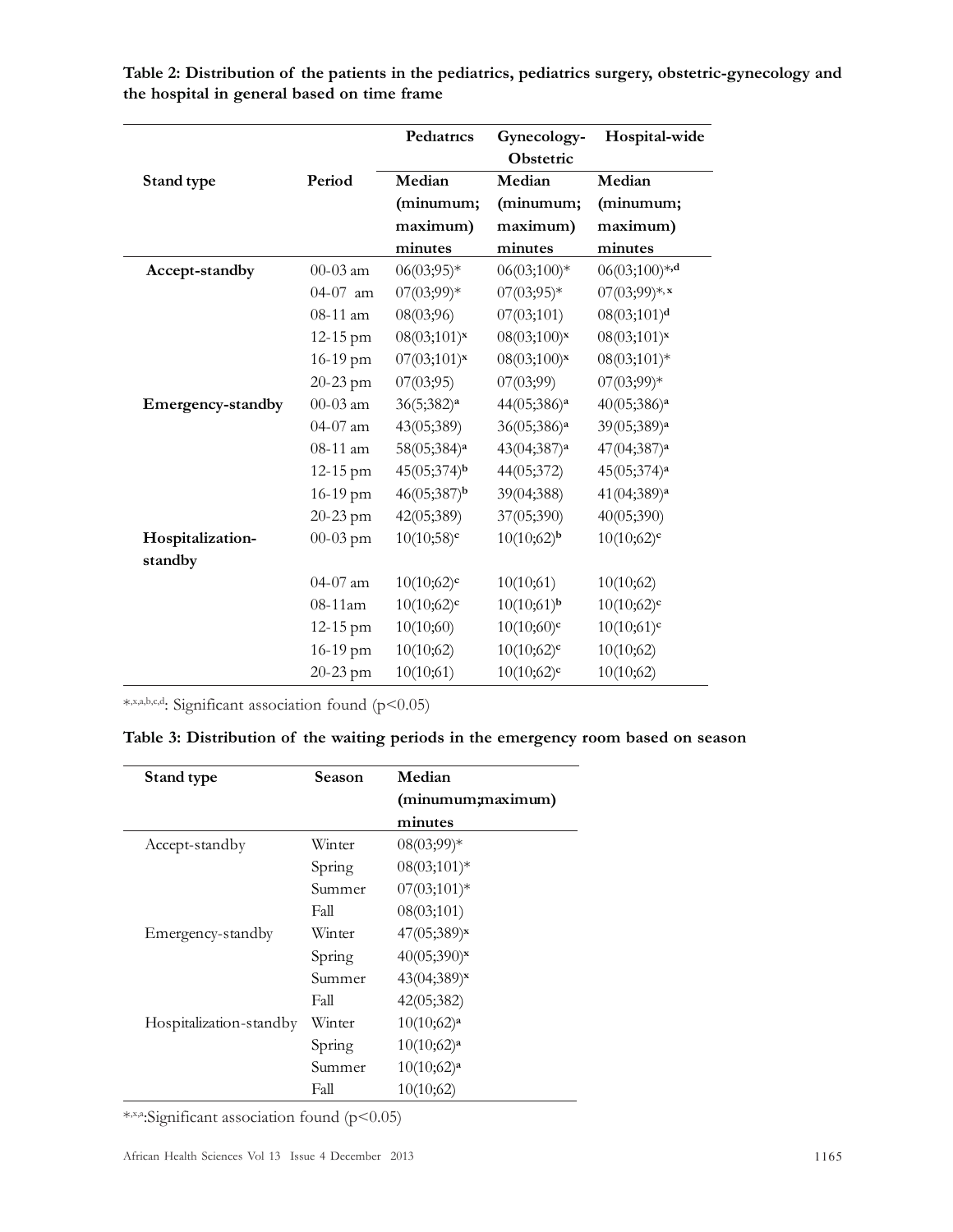**Table 2: Distribution of the patients in the pediatrics, pediatrics surgery, obstetric-gynecology and the hospital in general based on time frame**

| Stand type | Period | Pediatrics | Gynecology-Obstetric | Hospital-wide |
|---|---|---|---|---|
| | | Median (minumum; maximum) minutes | Median (minumum; maximum) minutes | Median (minumum; maximum) minutes |
| **Accept-standby** | 00-03 am | 06(03;95)* | 06(03;100)* | 06(03;100)*,d |
| | 04-07 am | 07(03;99)* | 07(03;95)* | 07(03;99)*,x |
| | 08-11 am | 08(03;96) | 07(03;101) | 08(03;101)d |
| | 12-15 pm | 08(03;101)x | 08(03;100)x | 08(03;101)x |
| | 16-19 pm | 07(03;101)x | 08(03;100)x | 08(03;101)* |
| | 20-23 pm | 07(03;95) | 07(03;99) | 07(03;99)* |
| **Emergency-standby** | 00-03 am | 36(5;382)a | 44(05;386)a | 40(05;386)a |
| | 04-07 am | 43(05;389) | 36(05;386)a | 39(05;389)a |
| | 08-11 am | 58(05;384)a | 43(04;387)a | 47(04;387)a |
| | 12-15 pm | 45(05;374)b | 44(05;372) | 45(05;374)a |
| | 16-19 pm | 46(05;387)b | 39(04;388) | 41(04;389)a |
| | 20-23 pm | 42(05;389) | 37(05;390) | 40(05;390) |
| **Hospitalization-standby** | 00-03 pm | 10(10;58)c | 10(10;62)b | 10(10;62)c |
| | 04-07 am | 10(10;62)c | 10(10;61) | 10(10;62) |
| | 08-11am | 10(10;62)c | 10(10;61)b | 10(10;62)c |
| | 12-15 pm | 10(10;60) | 10(10;60)c | 10(10;61)c |
| | 16-19 pm | 10(10;62) | 10(10;62)c | 10(10;62) |
| | 20-23 pm | 10(10;61) | 10(10;62)c | 10(10;62) |

*,x,a,b,c,d: Significant association found ($p<0.05$)

**Table 3: Distribution of the waiting periods in the emergency room based on season**

| Stand type | Season | Median (minumum;maximum) minutes |
|---|---|---|
| Accept-standby | Winter | 08(03;99)* |
| | Spring | 08(03;101)* |
| | Summer | 07(03;101)* |
| | Fall | 08(03;101) |
| Emergency-standby | Winter | 47(05;389)x |
| | Spring | 40(05;390)x |
| | Summer | 43(04;389)x |
| | Fall | 42(05;382) |
| Hospitalization-standby | Winter | 10(10;62)a |
| | Spring | 10(10;62)a |
| | Summer | 10(10;62)a |
| | Fall | 10(10;62) |

*,x,a:Significant association found ($p<0.05$)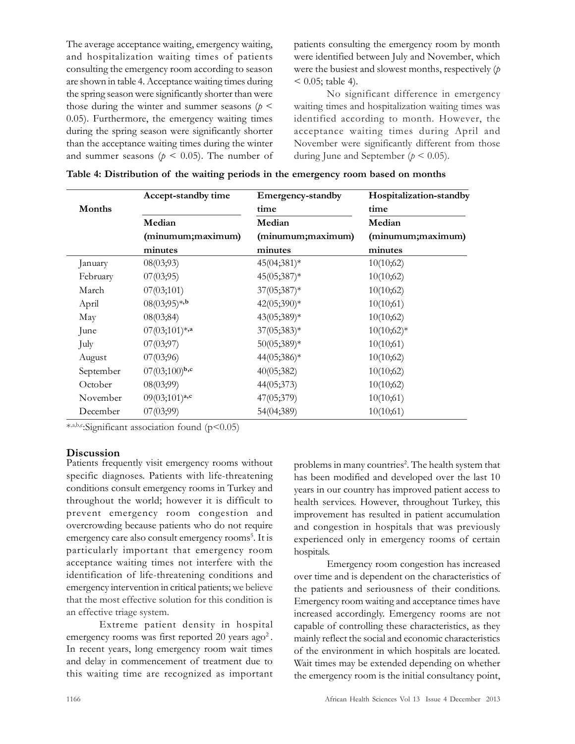The average acceptance waiting, emergency waiting, and hospitalization waiting times of patients consulting the emergency room according to season are shown in table 4. Acceptance waiting times during the spring season were significantly shorter than were those during the winter and summer seasons ($p < 0.05$). Furthermore, the emergency waiting times during the spring season were significantly shorter than the acceptance waiting times during the winter and summer seasons ($p < 0.05$). The number of patients consulting the emergency room by month were identified between July and November, which were the busiest and slowest months, respectively ($p < 0.05$; table 4).

No significant difference in emergency waiting times and hospitalization waiting times was identified according to month. However, the acceptance waiting times during April and November were significantly different from those during June and September ($p < 0.05$).

**Table 4: Distribution of the waiting periods in the emergency room based on months**

| Months | Accept-standby time | Emergency-standby time | Hospitalization-standby time |
|---|---|---|---|
| | Median (minumum;maximum) minutes | Median (minumum;maximum) minutes | Median (minumum;maximum) minutes |
| January | 08(03;93) | 45(04;381)* | 10(10;62) |
| February | 07(03;95) | 45(05;387)* | 10(10;62) |
| March | 07(03;101) | 37(05;387)* | 10(10;62) |
| April | 08(03;95)*,b | 42(05;390)* | 10(10;61) |
| May | 08(03;84) | 43(05;389)* | 10(10;62) |
| June | 07(03;101)*,a | 37(05;383)* | 10(10;62)* |
| July | 07(03;97) | 50(05;389)* | 10(10;61) |
| August | 07(03;96) | 44(05;386)* | 10(10;62) |
| September | 07(03;100)b,c | 40(05;382) | 10(10;62) |
| October | 08(03;99) | 44(05;373) | 10(10;62) |
| November | 09(03;101)a,c | 47(05;379) | 10(10;61) |
| December | 07(03;99) | 54(04;389) | 10(10;61) |

*,a,b,c:Significant association found (p<0.05)

## Discussion

Patients frequently visit emergency rooms without specific diagnoses. Patients with life-threatening conditions consult emergency rooms in Turkey and throughout the world; however it is difficult to prevent emergency room congestion and overcrowding because patients who do not require emergency care also consult emergency rooms[5]. It is particularly important that emergency room acceptance waiting times not interfere with the identification of life-threatening conditions and emergency intervention in critical patients; we believe that the most effective solution for this condition is an effective triage system.

Extreme patient density in hospital emergency rooms was first reported 20 years ago[2]. In recent years, long emergency room wait times and delay in commencement of treatment due to this waiting time are recognized as important problems in many countries[2]. The health system that has been modified and developed over the last 10 years in our country has improved patient access to health services. However, throughout Turkey, this improvement has resulted in patient accumulation and congestion in hospitals that was previously experienced only in emergency rooms of certain hospitals.

Emergency room congestion has increased over time and is dependent on the characteristics of the patients and seriousness of their conditions. Emergency room waiting and acceptance times have increased accordingly. Emergency rooms are not capable of controlling these characteristics, as they mainly reflect the social and economic characteristics of the environment in which hospitals are located. Wait times may be extended depending on whether the emergency room is the initial consultancy point,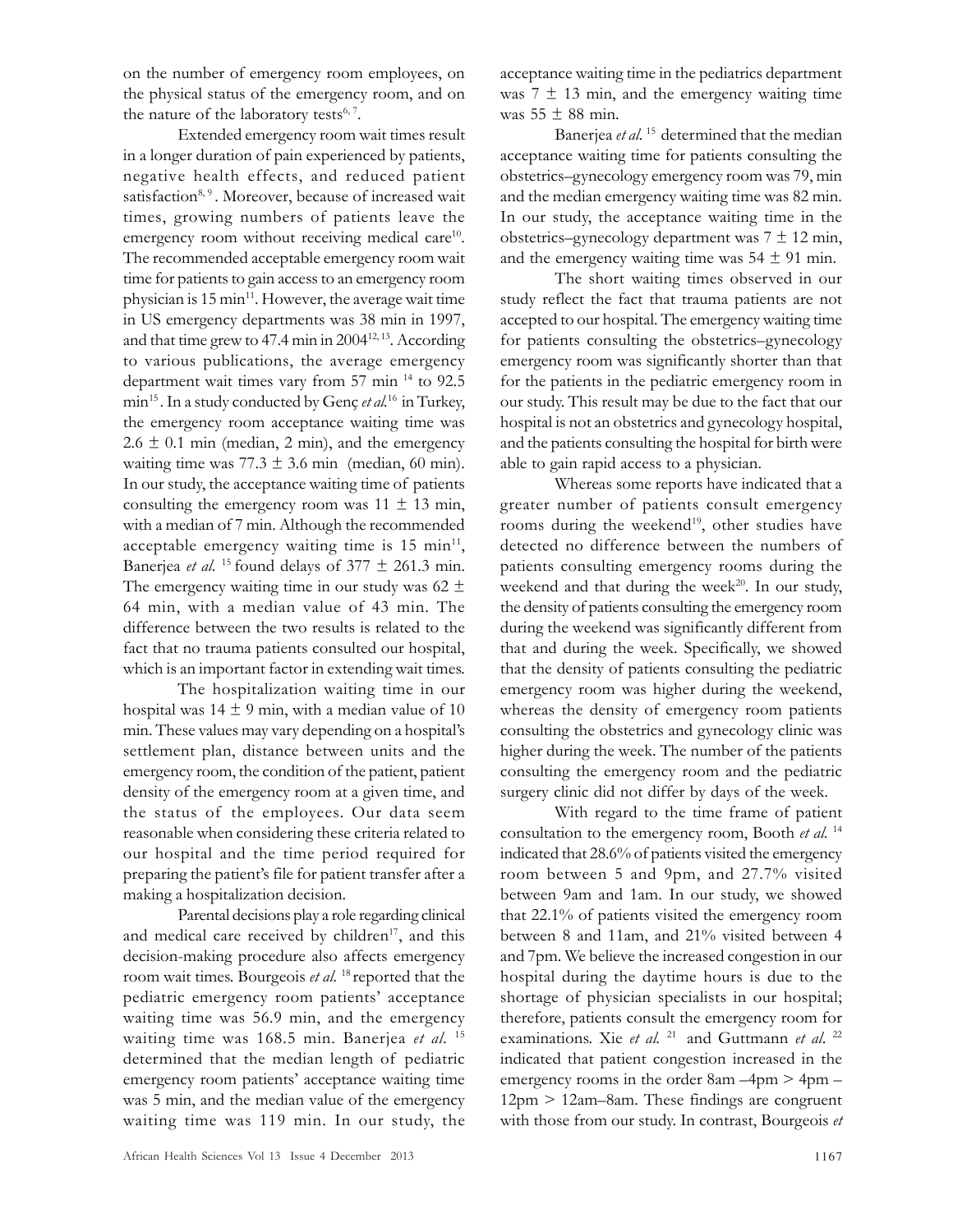on the number of emergency room employees, on the physical status of the emergency room, and on the nature of the laboratory tests[6, 7].

Extended emergency room wait times result in a longer duration of pain experienced by patients, negative health effects, and reduced patient satisfaction[8, 9]. Moreover, because of increased wait times, growing numbers of patients leave the emergency room without receiving medical care[10]. The recommended acceptable emergency room wait time for patients to gain access to an emergency room physician is 15 min[11]. However, the average wait time in US emergency departments was 38 min in 1997, and that time grew to 47.4 min in 2004[12, 13]. According to various publications, the average emergency department wait times vary from 57 min [14] to 92.5 min[15]. In a study conducted by Genç *et al.*[16] in Turkey, the emergency room acceptance waiting time was 2.6 ± 0.1 min (median, 2 min), and the emergency waiting time was 77.3 ± 3.6 min (median, 60 min). In our study, the acceptance waiting time of patients consulting the emergency room was 11 ± 13 min, with a median of 7 min. Although the recommended acceptable emergency waiting time is 15 min[11], Banerjea *et al.* [15] found delays of 377 ± 261.3 min. The emergency waiting time in our study was 62 ± 64 min, with a median value of 43 min. The difference between the two results is related to the fact that no trauma patients consulted our hospital, which is an important factor in extending wait times.

The hospitalization waiting time in our hospital was 14 ± 9 min, with a median value of 10 min. These values may vary depending on a hospital's settlement plan, distance between units and the emergency room, the condition of the patient, patient density of the emergency room at a given time, and the status of the employees. Our data seem reasonable when considering these criteria related to our hospital and the time period required for preparing the patient's file for patient transfer after a making a hospitalization decision.

Parental decisions play a role regarding clinical and medical care received by children[17], and this decision-making procedure also affects emergency room wait times. Bourgeois *et al.* [18] reported that the pediatric emergency room patients' acceptance waiting time was 56.9 min, and the emergency waiting time was 168.5 min. Banerjea *et al.* [15] determined that the median length of pediatric emergency room patients' acceptance waiting time was 5 min, and the median value of the emergency waiting time was 119 min. In our study, the acceptance waiting time in the pediatrics department was 7 ± 13 min, and the emergency waiting time was 55 ± 88 min.

Banerjea *et al.* [15] determined that the median acceptance waiting time for patients consulting the obstetrics–gynecology emergency room was 79, min and the median emergency waiting time was 82 min. In our study, the acceptance waiting time in the obstetrics–gynecology department was 7 ± 12 min, and the emergency waiting time was 54 ± 91 min.

The short waiting times observed in our study reflect the fact that trauma patients are not accepted to our hospital. The emergency waiting time for patients consulting the obstetrics–gynecology emergency room was significantly shorter than that for the patients in the pediatric emergency room in our study. This result may be due to the fact that our hospital is not an obstetrics and gynecology hospital, and the patients consulting the hospital for birth were able to gain rapid access to a physician.

Whereas some reports have indicated that a greater number of patients consult emergency rooms during the weekend[19], other studies have detected no difference between the numbers of patients consulting emergency rooms during the weekend and that during the week[20]. In our study, the density of patients consulting the emergency room during the weekend was significantly different from that and during the week. Specifically, we showed that the density of patients consulting the pediatric emergency room was higher during the weekend, whereas the density of emergency room patients consulting the obstetrics and gynecology clinic was higher during the week. The number of the patients consulting the emergency room and the pediatric surgery clinic did not differ by days of the week.

With regard to the time frame of patient consultation to the emergency room, Booth *et al.* [14] indicated that 28.6% of patients visited the emergency room between 5 and 9pm, and 27.7% visited between 9am and 1am. In our study, we showed that 22.1% of patients visited the emergency room between 8 and 11am, and 21% visited between 4 and 7pm. We believe the increased congestion in our hospital during the daytime hours is due to the shortage of physician specialists in our hospital; therefore, patients consult the emergency room for examinations. Xie *et al.* [21] and Guttmann *et al.* [22] indicated that patient congestion increased in the emergency rooms in the order 8am –4pm > 4pm – 12pm > 12am–8am. These findings are congruent with those from our study. In contrast, Bourgeois *et*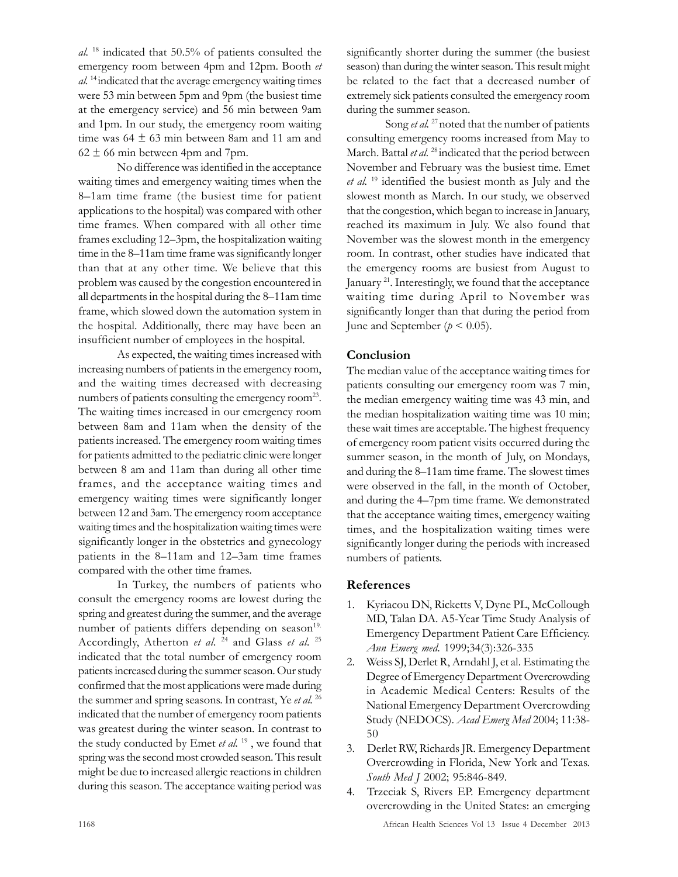*al.* [18] indicated that 50.5% of patients consulted the emergency room between 4pm and 12pm. Booth *et al.* [14] indicated that the average emergency waiting times were 53 min between 5pm and 9pm (the busiest time at the emergency service) and 56 min between 9am and 1pm. In our study, the emergency room waiting time was $64 \pm 63$ min between 8am and 11 am and $62 \pm 66$ min between 4pm and 7pm.

No difference was identified in the acceptance waiting times and emergency waiting times when the 8–1am time frame (the busiest time for patient applications to the hospital) was compared with other time frames. When compared with all other time frames excluding 12–3pm, the hospitalization waiting time in the 8–11am time frame was significantly longer than that at any other time. We believe that this problem was caused by the congestion encountered in all departments in the hospital during the 8–11am time frame, which slowed down the automation system in the hospital. Additionally, there may have been an insufficient number of employees in the hospital.

As expected, the waiting times increased with increasing numbers of patients in the emergency room, and the waiting times decreased with decreasing numbers of patients consulting the emergency room[23]. The waiting times increased in our emergency room between 8am and 11am when the density of the patients increased. The emergency room waiting times for patients admitted to the pediatric clinic were longer between 8 am and 11am than during all other time frames, and the acceptance waiting times and emergency waiting times were significantly longer between 12 and 3am. The emergency room acceptance waiting times and the hospitalization waiting times were significantly longer in the obstetrics and gynecology patients in the 8–11am and 12–3am time frames compared with the other time frames.

In Turkey, the numbers of patients who consult the emergency rooms are lowest during the spring and greatest during the summer, and the average number of patients differs depending on season[19]. Accordingly, Atherton *et al.* [24] and Glass *et al.* [25] indicated that the total number of emergency room patients increased during the summer season. Our study confirmed that the most applications were made during the summer and spring seasons. In contrast, Ye *et al.* [26] indicated that the number of emergency room patients was greatest during the winter season. In contrast to the study conducted by Emet *et al.* [19], we found that spring was the second most crowded season. This result might be due to increased allergic reactions in children during this season. The acceptance waiting period was significantly shorter during the summer (the busiest season) than during the winter season. This result might be related to the fact that a decreased number of extremely sick patients consulted the emergency room during the summer season.

Song *et al.* [27] noted that the number of patients consulting emergency rooms increased from May to March. Battal *et al.* [28] indicated that the period between November and February was the busiest time. Emet *et al.* [19] identified the busiest month as July and the slowest month as March. In our study, we observed that the congestion, which began to increase in January, reached its maximum in July. We also found that November was the slowest month in the emergency room. In contrast, other studies have indicated that the emergency rooms are busiest from August to January [21]. Interestingly, we found that the acceptance waiting time during April to November was significantly longer than that during the period from June and September ($p < 0.05$).

## Conclusion

The median value of the acceptance waiting times for patients consulting our emergency room was 7 min, the median emergency waiting time was 43 min, and the median hospitalization waiting time was 10 min; these wait times are acceptable. The highest frequency of emergency room patient visits occurred during the summer season, in the month of July, on Mondays, and during the 8–11am time frame. The slowest times were observed in the fall, in the month of October, and during the 4–7pm time frame. We demonstrated that the acceptance waiting times, emergency waiting times, and the hospitalization waiting times were significantly longer during the periods with increased numbers of patients.

## References

1. Kyriacou DN, Ricketts V, Dyne PL, McCollough MD, Talan DA. A5-Year Time Study Analysis of Emergency Department Patient Care Efficiency. *Ann Emerg med.* 1999;34(3):326-335
2. Weiss SJ, Derlet R, Arndahl J, et al. Estimating the Degree of Emergency Department Overcrowding in Academic Medical Centers: Results of the National Emergency Department Overcrowding Study (NEDOCS). *Acad Emerg Med* 2004; 11:38-50
3. Derlet RW, Richards JR. Emergency Department Overcrowding in Florida, New York and Texas. *South Med J* 2002; 95:846-849.
4. Trzeciak S, Rivers EP. Emergency department overcrowding in the United States: an emerging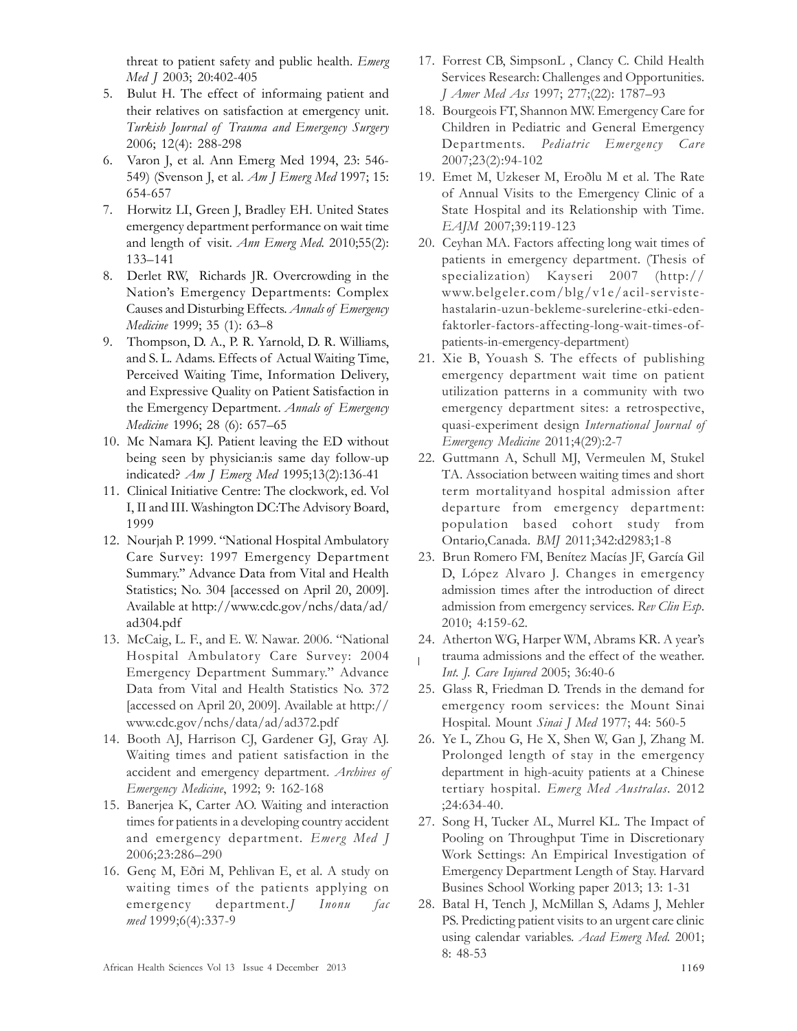threat to patient safety and public health. *Emerg Med J* 2003; 20:402-405

5. Bulut H. The effect of informaing patient and their relatives on satisfaction at emergency unit. *Turkish Journal of Trauma and Emergency Surgery* 2006; 12(4): 288-298
6. Varon J, et al. Ann Emerg Med 1994, 23: 546-549) (Svenson J, et al. *Am J Emerg Med* 1997; 15: 654-657
7. Horwitz LI, Green J, Bradley EH. United States emergency department performance on wait time and length of visit. *Ann Emerg Med.* 2010;55(2): 133–141
8. Derlet RW, Richards JR. Overcrowding in the Nation's Emergency Departments: Complex Causes and Disturbing Effects. *Annals of Emergency Medicine* 1999; 35 (1): 63–8
9. Thompson, D. A., P. R. Yarnold, D. R. Williams, and S. L. Adams. Effects of Actual Waiting Time, Perceived Waiting Time, Information Delivery, and Expressive Quality on Patient Satisfaction in the Emergency Department. *Annals of Emergency Medicine* 1996; 28 (6): 657–65
10. Mc Namara KJ. Patient leaving the ED without being seen by physician:is same day follow-up indicated? *Am J Emerg Med* 1995;13(2):136-41
11. Clinical Initiative Centre: The clockwork, ed. Vol I, II and III. Washington DC:The Advisory Board, 1999
12. Nourjah P. 1999. "National Hospital Ambulatory Care Survey: 1997 Emergency Department Summary." Advance Data from Vital and Health Statistics; No. 304 [accessed on April 20, 2009]. Available at http://www.cdc.gov/nchs/data/ad/ad304.pdf
13. McCaig, L. F., and E. W. Nawar. 2006. "National Hospital Ambulatory Care Survey: 2004 Emergency Department Summary." Advance Data from Vital and Health Statistics No. 372 [accessed on April 20, 2009]. Available at http://www.cdc.gov/nchs/data/ad/ad372.pdf
14. Booth AJ, Harrison CJ, Gardener GJ, Gray AJ. Waiting times and patient satisfaction in the accident and emergency department. *Archives of Emergency Medicine*, 1992; 9: 162-168
15. Banerjea K, Carter AO. Waiting and interaction times for patients in a developing country accident and emergency department. *Emerg Med J* 2006;23:286–290
16. Genç M, Eðri M, Pehlivan E, et al. A study on waiting times of the patients applying on emergency department.*J Inonu fac med* 1999;6(4):337-9
17. Forrest CB, SimpsonL , Clancy C. Child Health Services Research: Challenges and Opportunities. *J Amer Med Ass* 1997; 277;(22): 1787–93
18. Bourgeois FT, Shannon MW. Emergency Care for Children in Pediatric and General Emergency Departments. *Pediatric Emergency Care* 2007;23(2):94-102
19. Emet M, Uzkeser M, Eroðlu M et al. The Rate of Annual Visits to the Emergency Clinic of a State Hospital and its Relationship with Time. *EAJM* 2007;39:119-123
20. Ceyhan MA. Factors affecting long wait times of patients in emergency department. (Thesis of specialization) Kayseri 2007 (http://www.belgeler.com/blg/v1e/acil-serviste-hastalarin-uzun-bekleme-surelerine-etki-eden-faktorler-factors-affecting-long-wait-times-of-patients-in-emergency-department)
21. Xie B, Youash S. The effects of publishing emergency department wait time on patient utilization patterns in a community with two emergency department sites: a retrospective, quasi-experiment design *International Journal of Emergency Medicine* 2011;4(29):2-7
22. Guttmann A, Schull MJ, Vermeulen M, Stukel TA. Association between waiting times and short term mortalityand hospital admission after departure from emergency department: population based cohort study from Ontario,Canada. *BMJ* 2011;342:d2983;1-8
23. Brun Romero FM, Benítez Macías JF, García Gil D, López Alvaro J. Changes in emergency admission times after the introduction of direct admission from emergency services. *Rev Clin Esp*. 2010; 4:159-62.
24. Atherton WG, Harper WM, Abrams KR. A year's trauma admissions and the effect of the weather. *Int. J. Care Injured* 2005; 36:40-6
25. Glass R, Friedman D. Trends in the demand for emergency room services: the Mount Sinai Hospital. Mount *Sinai J Med* 1977; 44: 560-5
26. Ye L, Zhou G, He X, Shen W, Gan J, Zhang M. Prolonged length of stay in the emergency department in high-acuity patients at a Chinese tertiary hospital. *Emerg Med Australas*. 2012 ;24:634-40.
27. Song H, Tucker AL, Murrel KL. The Impact of Pooling on Throughput Time in Discretionary Work Settings: An Empirical Investigation of Emergency Department Length of Stay. Harvard Busines School Working paper 2013; 13: 1-31
28. Batal H, Tench J, McMillan S, Adams J, Mehler PS. Predicting patient visits to an urgent care clinic using calendar variables. *Acad Emerg Med.* 2001; 8: 48-53